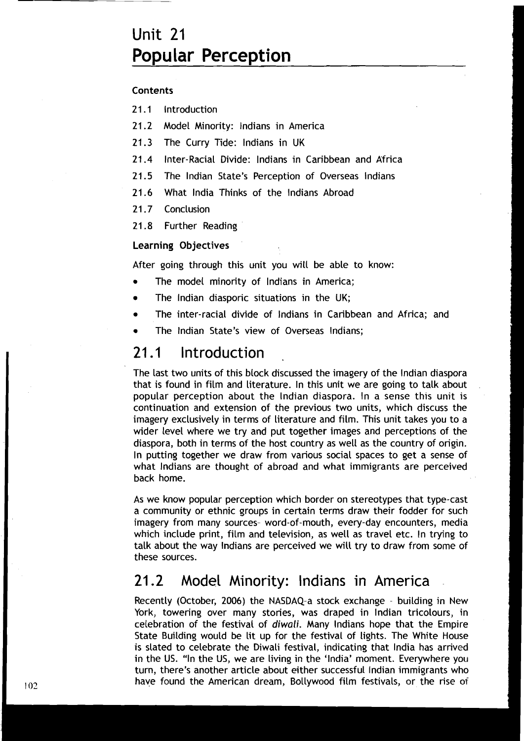# Unit 21
# Popular Perception

**Contents**

21.1 Introduction

21.2 Model Minority: Indians in America

21.3 The Curry Tide: Indians in UK

21.4 Inter-Racial Divide: Indians in Caribbean and Africa

21.5 The Indian State's Perception of Overseas Indians

21.6 What India Thinks of the Indians Abroad

21.7 Conclusion

21.8 Further Reading

**Learning Objectives**

After going through this unit you will be able to know:

- The model minority of Indians in America;
- The Indian diasporic situations in the UK;
- The inter-racial divide of Indians in Caribbean and Africa; and
- The Indian State's view of Overseas Indians;

## 21.1 Introduction

The last two units of this block discussed the imagery of the Indian diaspora that is found in film and literature. In this unit we are going to talk about popular perception about the Indian diaspora. In a sense this unit is continuation and extension of the previous two units, which discuss the imagery exclusively in terms of literature and film. This unit takes you to a wider level where we try and put together images and perceptions of the diaspora, both in terms of the host country as well as the country of origin. In putting together we draw from various social spaces to get a sense of what Indians are thought of abroad and what immigrants are perceived back home.

As we know popular perception which border on stereotypes that type-cast a community or ethnic groups in certain terms draw their fodder for such imagery from many sources- word-of-mouth, every-day encounters, media which include print, film and television, as well as travel etc. In trying to talk about the way Indians are perceived we will try to draw from some of these sources.

## 21.2 Model Minority: Indians in America

Recently (October, 2006) the NASDAQ-a stock exchange - building in New York, towering over many stories, was draped in Indian tricolours, in celebration of the festival of *diwali*. Many Indians hope that the Empire State Building would be lit up for the festival of lights. The White House is slated to celebrate the Diwali festival, indicating that India has arrived in the US. "In the US, we are living in the 'India' moment. Everywhere you turn, there's another article about either successful Indian immigrants who have found the American dream, Bollywood film festivals, or the rise of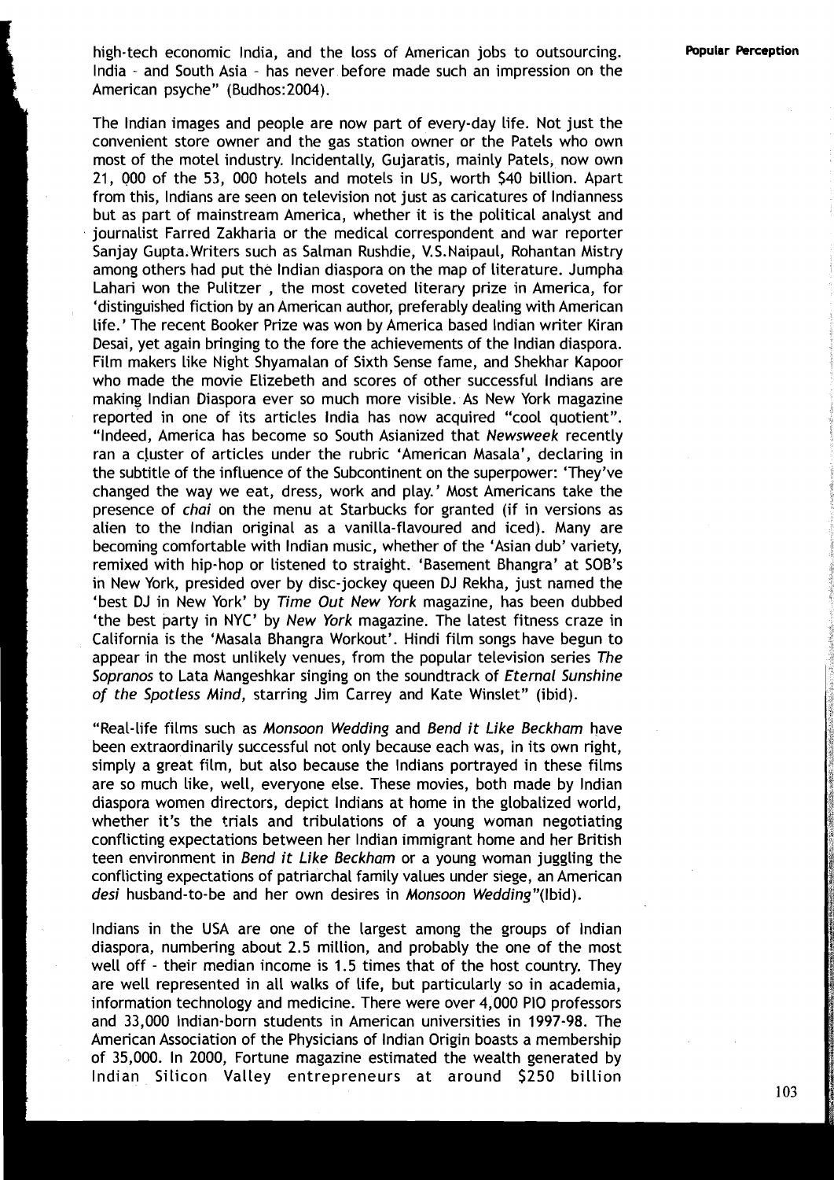high-tech economic India, and the loss of American jobs to outsourcing. India - and South Asia - has never before made such an impression on the American psyche" (Budhos:2004).

The Indian images and people are now part of every-day life. Not just the convenient store owner and the gas station owner or the Patels who own most of the motel industry. Incidentally, Gujaratis, mainly Patels, now own 21, 000 of the 53, 000 hotels and motels in US, worth $40 billion. Apart from this, Indians are seen on television not just as caricatures of Indianness but as part of mainstream America, whether it is the political analyst and journalist Farred Zakharia or the medical correspondent and war reporter Sanjay Gupta.Writers such as Salman Rushdie, V.S.Naipaul, Rohantan Mistry among others had put the Indian diaspora on the map of literature. Jumpha Lahari won the Pulitzer , the most coveted literary prize in America, for 'distinguished fiction by an American author, preferably dealing with American life.' The recent Booker Prize was won by America based Indian writer Kiran Desai, yet again bringing to the fore the achievements of the Indian diaspora. Film makers like Night Shyamalan of Sixth Sense fame, and Shekhar Kapoor who made the movie Elizebeth and scores of other successful Indians are making Indian Diaspora ever so much more visible. As New York magazine reported in one of its articles India has now acquired "cool quotient". "Indeed, America has become so South Asianized that *Newsweek* recently ran a cluster of articles under the rubric 'American Masala', declaring in the subtitle of the influence of the Subcontinent on the superpower: 'They've changed the way we eat, dress, work and play.' Most Americans take the presence of *chai* on the menu at Starbucks for granted (if in versions as alien to the Indian original as a vanilla-flavoured and iced). Many are becoming comfortable with Indian music, whether of the 'Asian dub' variety, remixed with hip-hop or listened to straight. 'Basement Bhangra' at SOB's in New York, presided over by disc-jockey queen DJ Rekha, just named the 'best DJ in New York' by *Time Out New York* magazine, has been dubbed 'the best party in NYC' by *New York* magazine. The latest fitness craze in California is the 'Masala Bhangra Workout'. Hindi film songs have begun to appear in the most unlikely venues, from the popular television series *The Sopranos* to Lata Mangeshkar singing on the soundtrack of *Eternal Sunshine of the Spotless Mind*, starring Jim Carrey and Kate Winslet" (ibid).

"Real-life films such as *Monsoon Wedding* and *Bend it Like Beckham* have been extraordinarily successful not only because each was, in its own right, simply a great film, but also because the Indians portrayed in these films are so much like, well, everyone else. These movies, both made by Indian diaspora women directors, depict Indians at home in the globalized world, whether it's the trials and tribulations of a young woman negotiating conflicting expectations between her Indian immigrant home and her British teen environment in *Bend it Like Beckham* or a young woman juggling the conflicting expectations of patriarchal family values under siege, an American *desi* husband-to-be and her own desires in *Monsoon Wedding*"(Ibid).

Indians in the USA are one of the largest among the groups of Indian diaspora, numbering about 2.5 million, and probably the one of the most well off - their median income is 1.5 times that of the host country. They are well represented in all walks of life, but particularly so in academia, information technology and medicine. There were over 4,000 PIO professors and 33,000 Indian-born students in American universities in 1997-98. The American Association of the Physicians of Indian Origin boasts a membership of 35,000. In 2000, Fortune magazine estimated the wealth generated by Indian Silicon Valley entrepreneurs at around $250 billion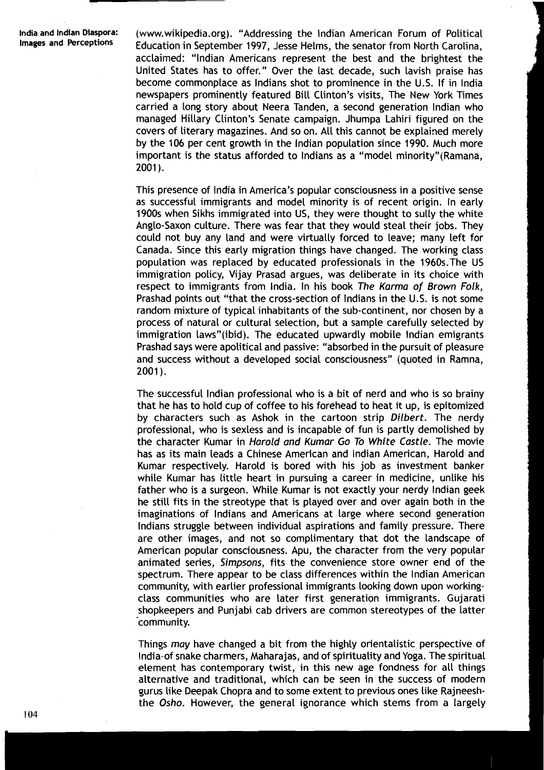(www.wikipedia.org). "Addressing the Indian American Forum of Political Education in September 1997, Jesse Helms, the senator from North Carolina, acclaimed: "Indian Americans represent the best and the brightest the United States has to offer." Over the last decade, such lavish praise has become commonplace as Indians shot to prominence in the U.S. If in India newspapers prominently featured Bill Clinton's visits, The New York Times carried a long story about Neera Tanden, a second generation Indian who managed Hillary Clinton's Senate campaign. Jhumpa Lahiri figured on the covers of literary magazines. And so on. All this cannot be explained merely by the 106 per cent growth in the Indian population since 1990. Much more important is the status afforded to Indians as a "model minority"(Ramana, 2001).

This presence of India in America's popular consciousness in a positive sense as successful immigrants and model minority is of recent origin. In early 1900s when Sikhs immigrated into US, they were thought to sully the white Anglo-Saxon culture. There was fear that they would steal their jobs. They could not buy any land and were virtually forced to leave; many left for Canada. Since this early migration things have changed. The working class population was replaced by educated professionals in the 1960s.The US immigration policy, Vijay Prasad argues, was deliberate in its choice with respect to immigrants from India. In his book *The Karma of Brown Folk*, Prashad points out "that the cross-section of Indians in the U.S. is not some random mixture of typical inhabitants of the sub-continent, nor chosen by a process of natural or cultural selection, but a sample carefully selected by immigration laws"(ibid). The educated upwardly mobile Indian emigrants Prashad says were apolitical and passive: "absorbed in the pursuit of pleasure and success without a developed social consciousness" (quoted in Ramna, 2001).

The successful Indian professional who is a bit of nerd and who is so brainy that he has to hold cup of coffee to his forehead to heat it up, is epitomized by characters such as Ashok in the cartoon strip *Dilbert*. The nerdy professional, who is sexless and is incapable of fun is partly demolished by the character Kumar in *Harold and Kumar Go To White Castle*. The movie has as its main leads a Chinese American and Indian American, Harold and Kumar respectively. Harold is bored with his job as investment banker while Kumar has little heart in pursuing a career in medicine, unlike his father who is a surgeon. While Kumar is not exactly your nerdy Indian geek he still fits in the streotype that is played over and over again both in the imaginations of Indians and Americans at large where second generation Indians struggle between individual aspirations and family pressure. There are other images, and not so complimentary that dot the landscape of American popular consciousness. Apu, the character from the very popular animated series, *Simpsons*, fits the convenience store owner end of the spectrum. There appear to be class differences within the Indian American community, with earlier professional immigrants looking down upon working-class communities who are later first generation immigrants. Gujarati shopkeepers and Punjabi cab drivers are common stereotypes of the latter community.

Things *may* have changed a bit from the highly orientalistic perspective of India-of snake charmers, Maharajas, and of spirituality and Yoga. The spiritual element has contemporary twist, in this new age fondness for all things alternative and traditional, which can be seen in the success of modern gurus like Deepak Chopra and to some extent to previous ones like Rajneesh-the *Osho*. However, the general ignorance which stems from a largely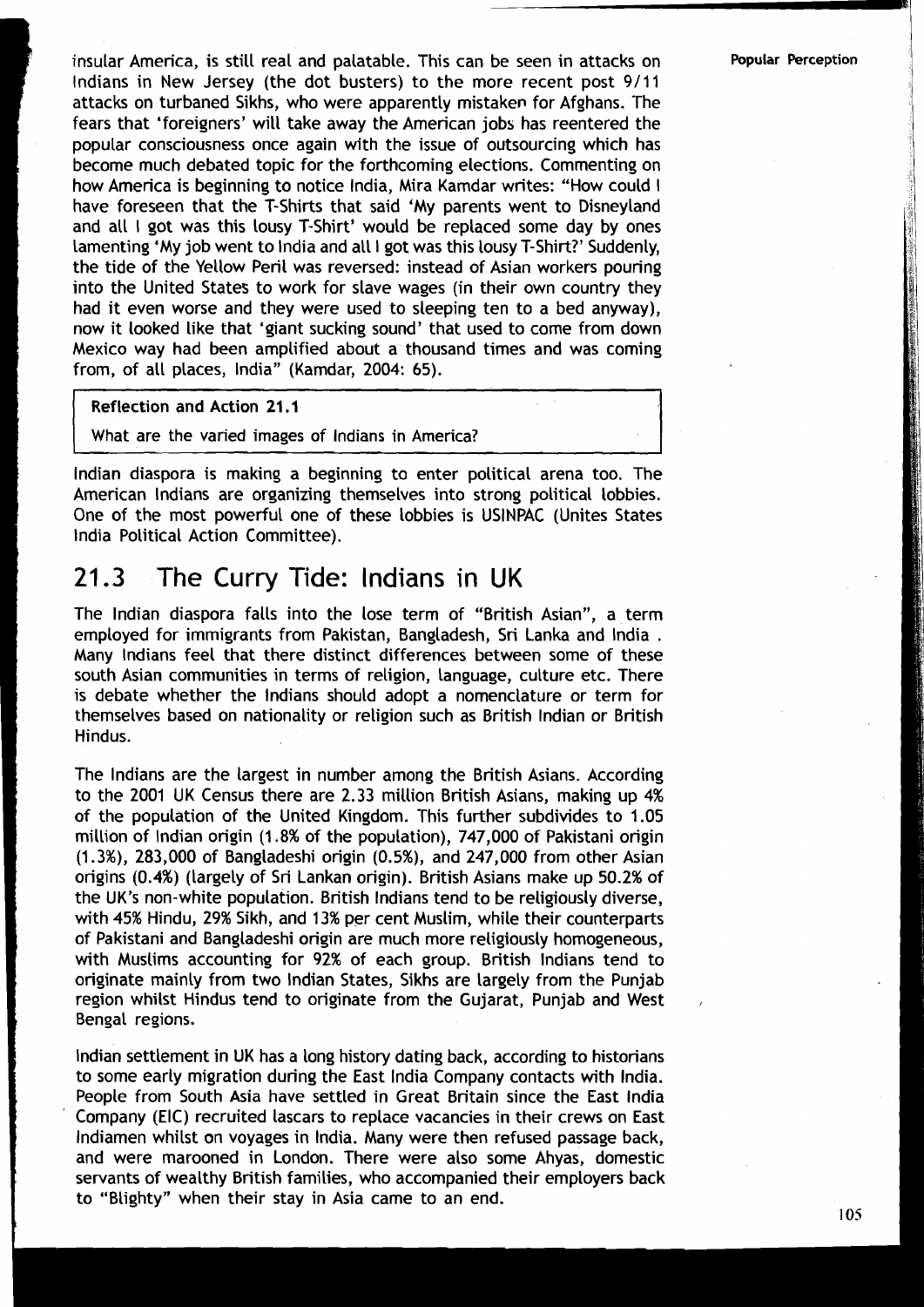insular America, is still real and palatable. This can be seen in attacks on Indians in New Jersey (the dot busters) to the more recent post 9/11 attacks on turbaned Sikhs, who were apparently mistaken for Afghans. The fears that 'foreigners' will take away the American jobs has reentered the popular consciousness once again with the issue of outsourcing which has become much debated topic for the forthcoming elections. Commenting on how America is beginning to notice India, Mira Kamdar writes: "How could I have foreseen that the T-Shirts that said 'My parents went to Disneyland and all I got was this lousy T-Shirt' would be replaced some day by ones lamenting 'My job went to India and all I got was this lousy T-Shirt?' Suddenly, the tide of the Yellow Peril was reversed: instead of Asian workers pouring into the United States to work for slave wages (in their own country they had it even worse and they were used to sleeping ten to a bed anyway), now it looked like that 'giant sucking sound' that used to come from down Mexico way had been amplified about a thousand times and was coming from, of all places, India" (Kamdar, 2004: 65).

> **Reflection and Action 21.1**
>
> What are the varied images of Indians in America?

Indian diaspora is making a beginning to enter political arena too. The American Indians are organizing themselves into strong political lobbies. One of the most powerful one of these lobbies is USINPAC (Unites States India Political Action Committee).

## 21.3 The Curry Tide: Indians in UK

The Indian diaspora falls into the lose term of "British Asian", a term employed for immigrants from Pakistan, Bangladesh, Sri Lanka and India . Many Indians feel that there distinct differences between some of these south Asian communities in terms of religion, language, culture etc. There is debate whether the Indians should adopt a nomenclature or term for themselves based on nationality or religion such as British Indian or British Hindus.

The Indians are the largest in number among the British Asians. According to the 2001 UK Census there are 2.33 million British Asians, making up 4% of the population of the United Kingdom. This further subdivides to 1.05 million of Indian origin (1.8% of the population), 747,000 of Pakistani origin (1.3%), 283,000 of Bangladeshi origin (0.5%), and 247,000 from other Asian origins (0.4%) (largely of Sri Lankan origin). British Asians make up 50.2% of the UK's non-white population. British Indians tend to be religiously diverse, with 45% Hindu, 29% Sikh, and 13% per cent Muslim, while their counterparts of Pakistani and Bangladeshi origin are much more religiously homogeneous, with Muslims accounting for 92% of each group. British Indians tend to originate mainly from two Indian States, Sikhs are largely from the Punjab region whilst Hindus tend to originate from the Gujarat, Punjab and West Bengal regions.

Indian settlement in UK has a long history dating back, according to historians to some early migration during the East India Company contacts with India. People from South Asia have settled in Great Britain since the East India Company (EIC) recruited lascars to replace vacancies in their crews on East Indiamen whilst on voyages in India. Many were then refused passage back, and were marooned in London. There were also some Ahyas, domestic servants of wealthy British families, who accompanied their employers back to "Blighty" when their stay in Asia came to an end.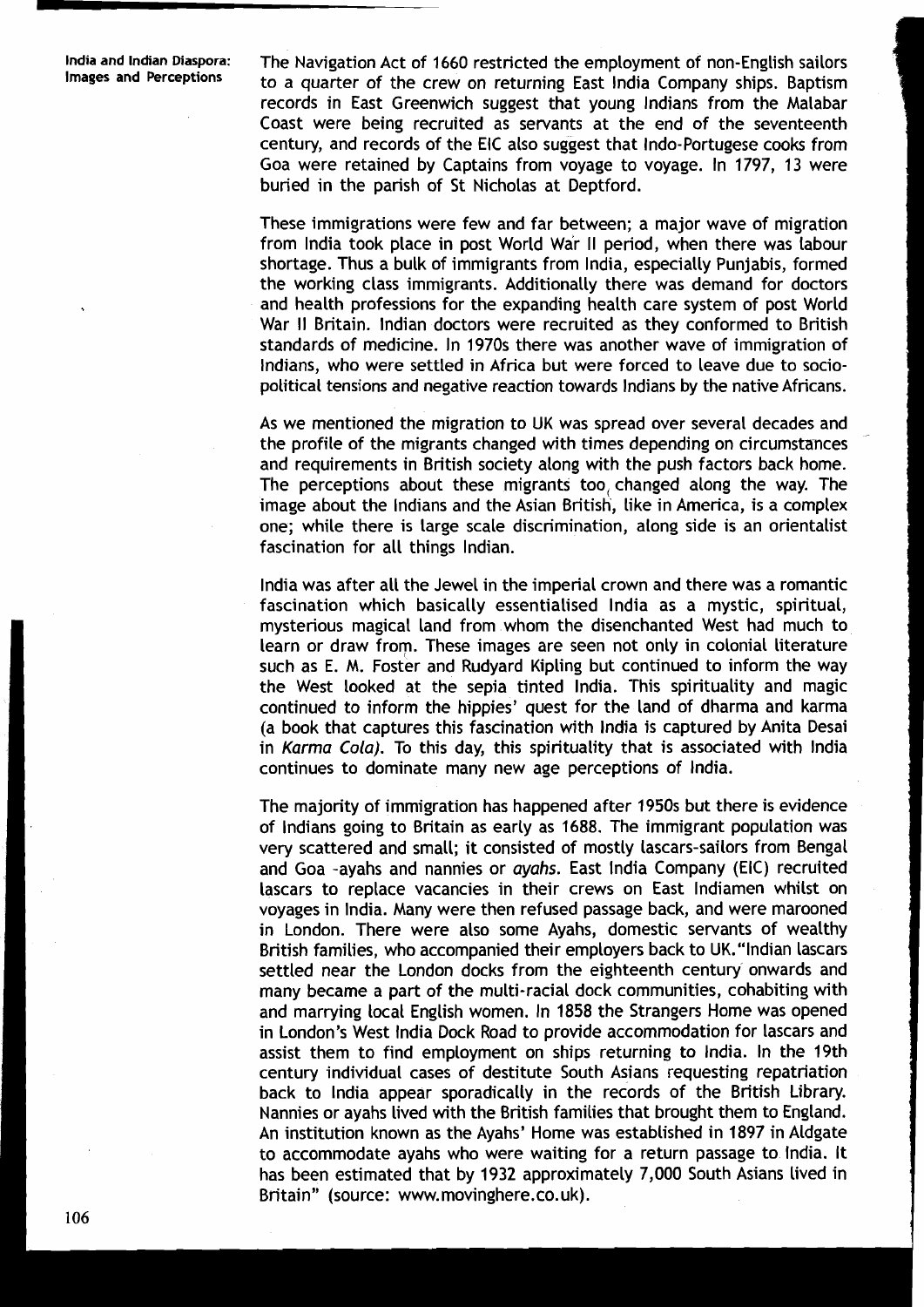The Navigation Act of 1660 restricted the employment of non-English sailors to a quarter of the crew on returning East India Company ships. Baptism records in East Greenwich suggest that young Indians from the Malabar Coast were being recruited as servants at the end of the seventeenth century, and records of the EIC also suggest that Indo-Portugese cooks from Goa were retained by Captains from voyage to voyage. In 1797, 13 were buried in the parish of St Nicholas at Deptford.

These immigrations were few and far between; a major wave of migration from India took place in post World War II period, when there was labour shortage. Thus a bulk of immigrants from India, especially Punjabis, formed the working class immigrants. Additionally there was demand for doctors and health professions for the expanding health care system of post World War II Britain. Indian doctors were recruited as they conformed to British standards of medicine. In 1970s there was another wave of immigration of Indians, who were settled in Africa but were forced to leave due to socio-political tensions and negative reaction towards Indians by the native Africans.

As we mentioned the migration to UK was spread over several decades and the profile of the migrants changed with times depending on circumstances and requirements in British society along with the push factors back home. The perceptions about these migrants too changed along the way. The image about the Indians and the Asian British, like in America, is a complex one; while there is large scale discrimination, along side is an orientalist fascination for all things Indian.

India was after all the Jewel in the imperial crown and there was a romantic fascination which basically essentialised India as a mystic, spiritual, mysterious magical land from whom the disenchanted West had much to learn or draw from. These images are seen not only in colonial literature such as E. M. Foster and Rudyard Kipling but continued to inform the way the West looked at the sepia tinted India. This spirituality and magic continued to inform the hippies' quest for the land of dharma and karma (a book that captures this fascination with India is captured by Anita Desai in *Karma Cola)*. To this day, this spirituality that is associated with India continues to dominate many new age perceptions of India.

The majority of immigration has happened after 1950s but there is evidence of Indians going to Britain as early as 1688. The immigrant population was very scattered and small; it consisted of mostly lascars-sailors from Bengal and Goa -ayahs and nannies or *ayahs*. East India Company (EIC) recruited lascars to replace vacancies in their crews on East Indiamen whilst on voyages in India. Many were then refused passage back, and were marooned in London. There were also some Ayahs, domestic servants of wealthy British families, who accompanied their employers back to UK. "Indian lascars settled near the London docks from the eighteenth century onwards and many became a part of the multi-racial dock communities, cohabiting with and marrying local English women. In 1858 the Strangers Home was opened in London's West India Dock Road to provide accommodation for lascars and assist them to find employment on ships returning to India. In the 19th century individual cases of destitute South Asians requesting repatriation back to India appear sporadically in the records of the British Library. Nannies or ayahs lived with the British families that brought them to England. An institution known as the Ayahs' Home was established in 1897 in Aldgate to accommodate ayahs who were waiting for a return passage to India. It has been estimated that by 1932 approximately 7,000 South Asians lived in Britain" (source: www.movinghere.co.uk).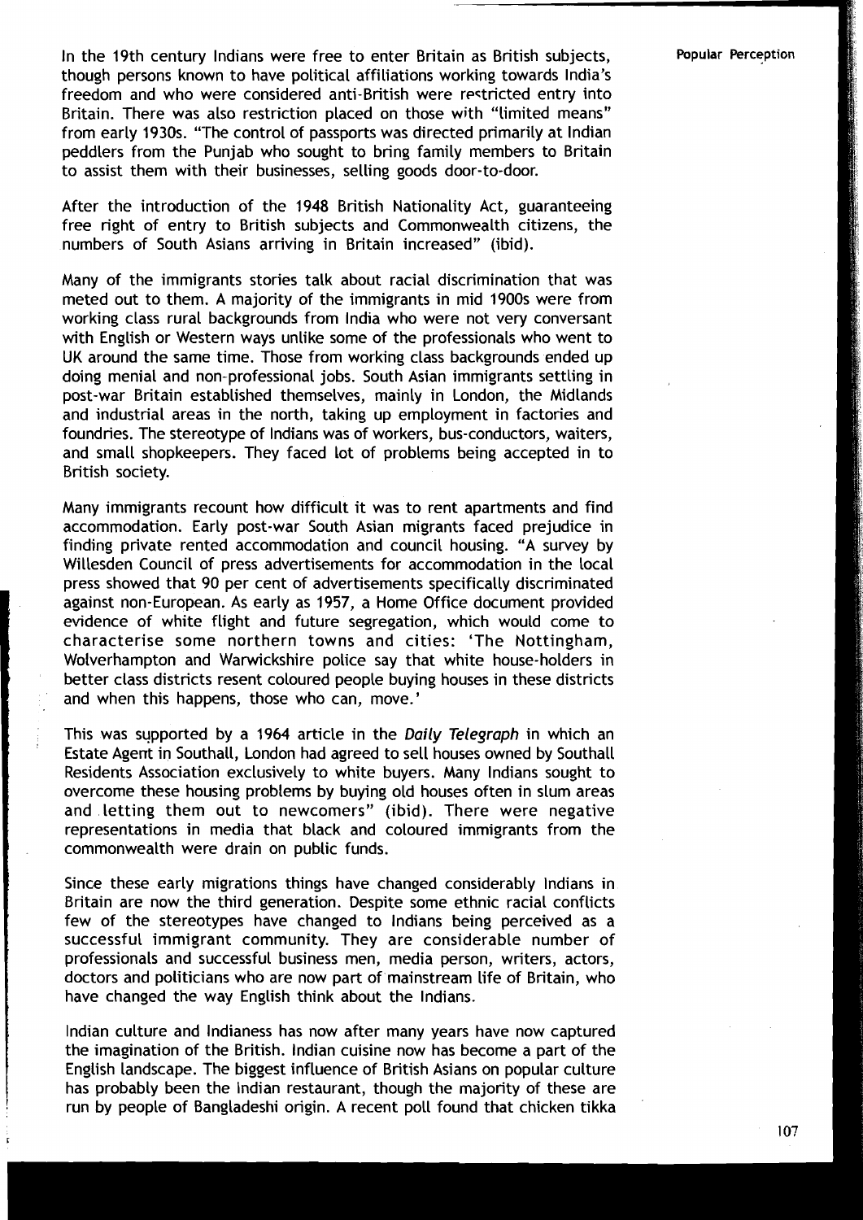In the 19th century Indians were free to enter Britain as British subjects, though persons known to have political affiliations working towards India's freedom and who were considered anti-British were restricted entry into Britain. There was also restriction placed on those with "limited means" from early 1930s. "The control of passports was directed primarily at Indian peddlers from the Punjab who sought to bring family members to Britain to assist them with their businesses, selling goods door-to-door.

After the introduction of the 1948 British Nationality Act, guaranteeing free right of entry to British subjects and Commonwealth citizens, the numbers of South Asians arriving in Britain increased" (ibid).

Many of the immigrants stories talk about racial discrimination that was meted out to them. A majority of the immigrants in mid 1900s were from working class rural backgrounds from India who were not very conversant with English or Western ways unlike some of the professionals who went to UK around the same time. Those from working class backgrounds ended up doing menial and non-professional jobs. South Asian immigrants settling in post-war Britain established themselves, mainly in London, the Midlands and industrial areas in the north, taking up employment in factories and foundries. The stereotype of Indians was of workers, bus-conductors, waiters, and small shopkeepers. They faced lot of problems being accepted in to British society.

Many immigrants recount how difficult it was to rent apartments and find accommodation. Early post-war South Asian migrants faced prejudice in finding private rented accommodation and council housing. "A survey by Willesden Council of press advertisements for accommodation in the local press showed that 90 per cent of advertisements specifically discriminated against non-European. As early as 1957, a Home Office document provided evidence of white flight and future segregation, which would come to characterise some northern towns and cities: 'The Nottingham, Wolverhampton and Warwickshire police say that white house-holders in better class districts resent coloured people buying houses in these districts and when this happens, those who can, move.'

This was supported by a 1964 article in the *Daily Telegraph* in which an Estate Agent in Southall, London had agreed to sell houses owned by Southall Residents Association exclusively to white buyers. Many Indians sought to overcome these housing problems by buying old houses often in slum areas and letting them out to newcomers" (ibid). There were negative representations in media that black and coloured immigrants from the commonwealth were drain on public funds.

Since these early migrations things have changed considerably Indians in Britain are now the third generation. Despite some ethnic racial conflicts few of the stereotypes have changed to Indians being perceived as a successful immigrant community. They are considerable number of professionals and successful business men, media person, writers, actors, doctors and politicians who are now part of mainstream life of Britain, who have changed the way English think about the Indians.

Indian culture and Indianess has now after many years have now captured the imagination of the British. Indian cuisine now has become a part of the English landscape. The biggest influence of British Asians on popular culture has probably been the Indian restaurant, though the majority of these are run by people of Bangladeshi origin. A recent poll found that chicken tikka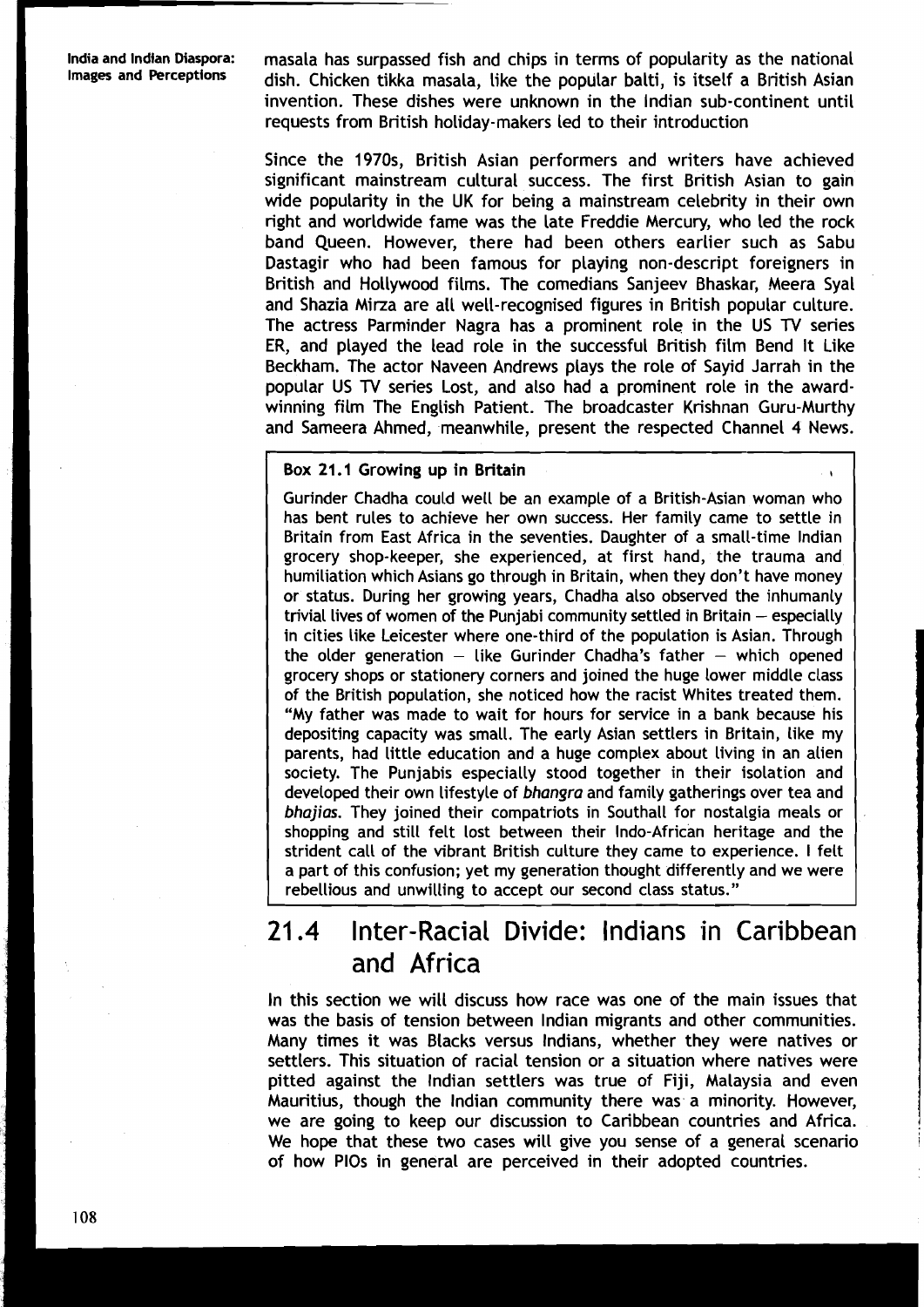masala has surpassed fish and chips in terms of popularity as the national dish. Chicken tikka masala, like the popular balti, is itself a British Asian invention. These dishes were unknown in the Indian sub-continent until requests from British holiday-makers led to their introduction

Since the 1970s, British Asian performers and writers have achieved significant mainstream cultural success. The first British Asian to gain wide popularity in the UK for being a mainstream celebrity in their own right and worldwide fame was the late Freddie Mercury, who led the rock band Queen. However, there had been others earlier such as Sabu Dastagir who had been famous for playing non-descript foreigners in British and Hollywood films. The comedians Sanjeev Bhaskar, Meera Syal and Shazia Mirza are all well-recognised figures in British popular culture. The actress Parminder Nagra has a prominent role in the US TV series ER, and played the lead role in the successful British film Bend It Like Beckham. The actor Naveen Andrews plays the role of Sayid Jarrah in the popular US TV series Lost, and also had a prominent role in the award-winning film The English Patient. The broadcaster Krishnan Guru-Murthy and Sameera Ahmed, meanwhile, present the respected Channel 4 News.

> **Box 21.1 Growing up in Britain**
>
> Gurinder Chadha could well be an example of a British-Asian woman who has bent rules to achieve her own success. Her family came to settle in Britain from East Africa in the seventies. Daughter of a small-time Indian grocery shop-keeper, she experienced, at first hand, the trauma and humiliation which Asians go through in Britain, when they don't have money or status. During her growing years, Chadha also observed the inhumanly trivial lives of women of the Punjabi community settled in Britain – especially in cities like Leicester where one-third of the population is Asian. Through the older generation – like Gurinder Chadha's father – which opened grocery shops or stationery corners and joined the huge lower middle class of the British population, she noticed how the racist Whites treated them. "My father was made to wait for hours for service in a bank because his depositing capacity was small. The early Asian settlers in Britain, like my parents, had little education and a huge complex about living in an alien society. The Punjabis especially stood together in their isolation and developed their own lifestyle of *bhangra* and family gatherings over tea and *bhajias*. They joined their compatriots in Southall for nostalgia meals or shopping and still felt lost between their Indo-African heritage and the strident call of the vibrant British culture they came to experience. I felt a part of this confusion; yet my generation thought differently and we were rebellious and unwilling to accept our second class status."

## 21.4 Inter-Racial Divide: Indians in Caribbean and Africa

In this section we will discuss how race was one of the main issues that was the basis of tension between Indian migrants and other communities. Many times it was Blacks versus Indians, whether they were natives or settlers. This situation of racial tension or a situation where natives were pitted against the Indian settlers was true of Fiji, Malaysia and even Mauritius, though the Indian community there was a minority. However, we are going to keep our discussion to Caribbean countries and Africa. We hope that these two cases will give you sense of a general scenario of how PIOs in general are perceived in their adopted countries.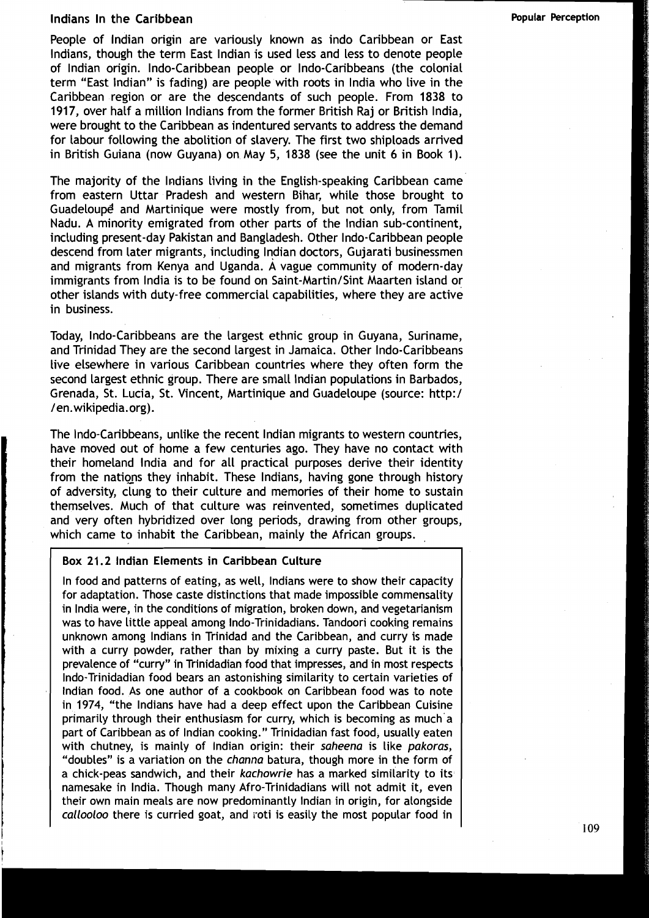## Indians In the Caribbean

People of Indian origin are variously known as indo Caribbean or East Indians, though the term East Indian is used less and less to denote people of Indian origin. Indo-Caribbean people or Indo-Caribbeans (the colonial term "East Indian" is fading) are people with roots in India who live in the Caribbean region or are the descendants of such people. From 1838 to 1917, over half a million Indians from the former British Raj or British India, were brought to the Caribbean as indentured servants to address the demand for labour following the abolition of slavery. The first two shiploads arrived in British Guiana (now Guyana) on May 5, 1838 (see the unit 6 in Book 1).

The majority of the Indians living in the English-speaking Caribbean came from eastern Uttar Pradesh and western Bihar, while those brought to Guadeloupe and Martinique were mostly from, but not only, from Tamil Nadu. A minority emigrated from other parts of the Indian sub-continent, including present-day Pakistan and Bangladesh. Other Indo-Caribbean people descend from later migrants, including Indian doctors, Gujarati businessmen and migrants from Kenya and Uganda. A vague community of modern-day immigrants from India is to be found on Saint-Martin/Sint Maarten island or other islands with duty-free commercial capabilities, where they are active in business.

Today, Indo-Caribbeans are the largest ethnic group in Guyana, Suriname, and Trinidad They are the second largest in Jamaica. Other Indo-Caribbeans live elsewhere in various Caribbean countries where they often form the second largest ethnic group. There are small Indian populations in Barbados, Grenada, St. Lucia, St. Vincent, Martinique and Guadeloupe (source: http://en.wikipedia.org).

The Indo-Caribbeans, unlike the recent Indian migrants to western countries, have moved out of home a few centuries ago. They have no contact with their homeland India and for all practical purposes derive their identity from the nations they inhabit. These Indians, having gone through history of adversity, clung to their culture and memories of their home to sustain themselves. Much of that culture was reinvented, sometimes duplicated and very often hybridized over long periods, drawing from other groups, which came to inhabit the Caribbean, mainly the African groups.

**Box 21.2 Indian Elements in Caribbean Culture**

In food and patterns of eating, as well, Indians were to show their capacity for adaptation. Those caste distinctions that made impossible commensality in India were, in the conditions of migration, broken down, and vegetarianism was to have little appeal among Indo-Trinidadians. Tandoori cooking remains unknown among Indians in Trinidad and the Caribbean, and curry is made with a curry powder, rather than by mixing a curry paste. But it is the prevalence of "curry" in Trinidadian food that impresses, and in most respects Indo-Trinidadian food bears an astonishing similarity to certain varieties of Indian food. As one author of a cookbook on Caribbean food was to note in 1974, "the Indians have had a deep effect upon the Caribbean Cuisine primarily through their enthusiasm for curry, which is becoming as much a part of Caribbean as of Indian cooking." Trinidadian fast food, usually eaten with chutney, is mainly of Indian origin: their *saheena* is like *pakoras*, "doubles" is a variation on the *channa* batura, though more in the form of a chick-peas sandwich, and their *kachowrie* has a marked similarity to its namesake in India. Though many Afro-Trinidadians will not admit it, even their own main meals are now predominantly Indian in origin, for alongside *callooloo* there is curried goat, and roti is easily the most popular food in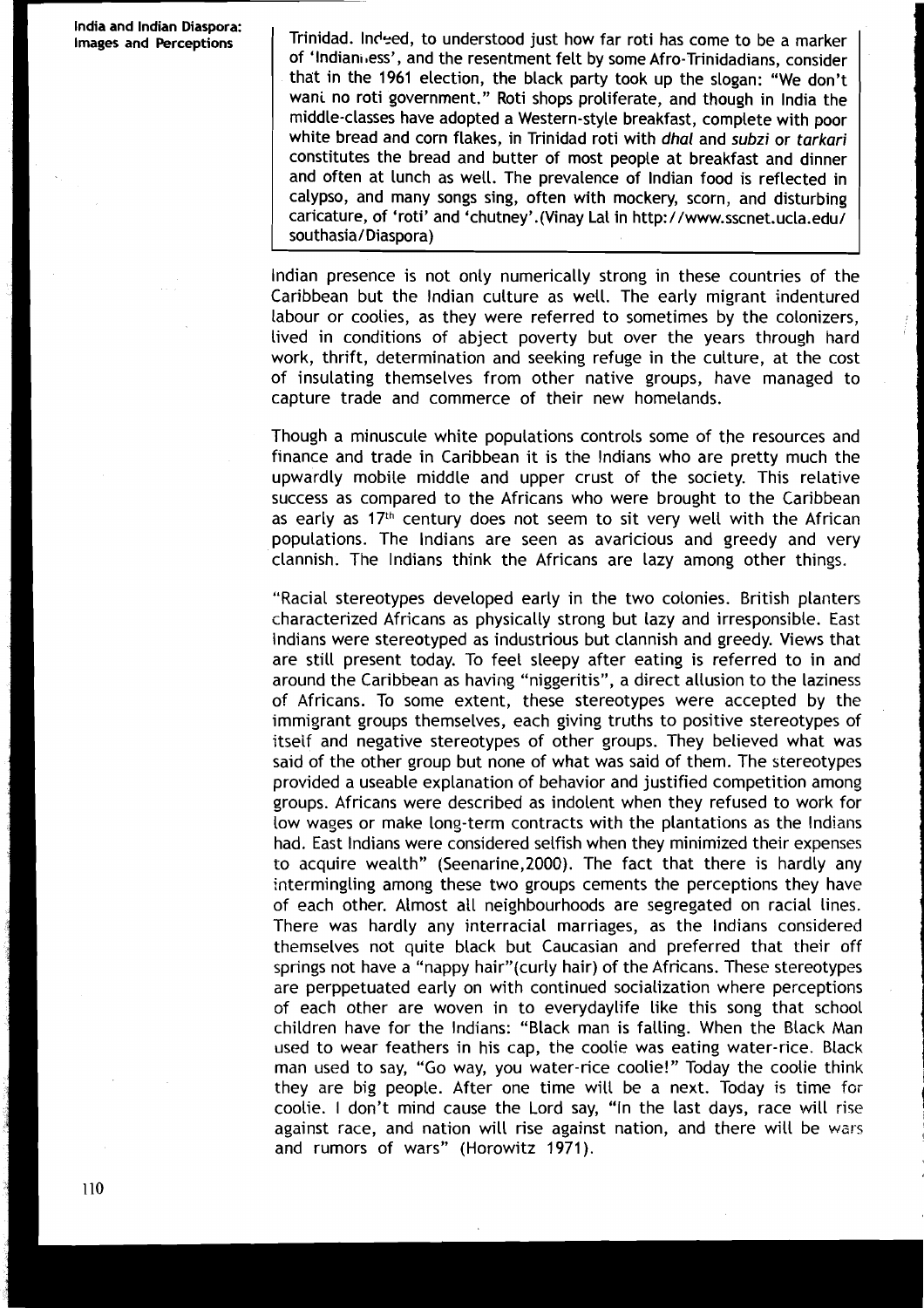Trinidad. Indeed, to understood just how far roti has come to be a marker of 'Indianness', and the resentment felt by some Afro-Trinidadians, consider that in the 1961 election, the black party took up the slogan: "We don't want no roti government." Roti shops proliferate, and though in India the middle-classes have adopted a Western-style breakfast, complete with poor white bread and corn flakes, in Trinidad roti with *dhal* and *subzi* or *tarkari* constitutes the bread and butter of most people at breakfast and dinner and often at lunch as well. The prevalence of Indian food is reflected in calypso, and many songs sing, often with mockery, scorn, and disturbing caricature, of 'roti' and 'chutney'.(Vinay Lal in http://www.sscnet.ucla.edu/southasia/Diaspora)

Indian presence is not only numerically strong in these countries of the Caribbean but the Indian culture as well. The early migrant indentured labour or coolies, as they were referred to sometimes by the colonizers, lived in conditions of abject poverty but over the years through hard work, thrift, determination and seeking refuge in the culture, at the cost of insulating themselves from other native groups, have managed to capture trade and commerce of their new homelands.

Though a minuscule white populations controls some of the resources and finance and trade in Caribbean it is the Indians who are pretty much the upwardly mobile middle and upper crust of the society. This relative success as compared to the Africans who were brought to the Caribbean as early as 17th century does not seem to sit very well with the African populations. The Indians are seen as avaricious and greedy and very clannish. The Indians think the Africans are lazy among other things.

"Racial stereotypes developed early in the two colonies. British planters characterized Africans as physically strong but lazy and irresponsible. East Indians were stereotyped as industrious but clannish and greedy. Views that are still present today. To feel sleepy after eating is referred to in and around the Caribbean as having "niggeritis", a direct allusion to the laziness of Africans. To some extent, these stereotypes were accepted by the immigrant groups themselves, each giving truths to positive stereotypes of itself and negative stereotypes of other groups. They believed what was said of the other group but none of what was said of them. The stereotypes provided a useable explanation of behavior and justified competition among groups. Africans were described as indolent when they refused to work for low wages or make long-term contracts with the plantations as the Indians had. East Indians were considered selfish when they minimized their expenses to acquire wealth" (Seenarine,2000). The fact that there is hardly any intermingling among these two groups cements the perceptions they have of each other. Almost all neighbourhoods are segregated on racial lines. There was hardly any interracial marriages, as the Indians considered themselves not quite black but Caucasian and preferred that their off springs not have a "nappy hair"(curly hair) of the Africans. These stereotypes are perppetuated early on with continued socialization where perceptions of each other are woven in to everydaylife like this song that school children have for the Indians: "Black man is falling. When the Black Man used to wear feathers in his cap, the coolie was eating water-rice. Black man used to say, "Go way, you water-rice coolie!" Today the coolie think they are big people. After one time will be a next. Today is time for coolie. I don't mind cause the Lord say, "In the last days, race will rise against race, and nation will rise against nation, and there will be wars and rumors of wars" (Horowitz 1971).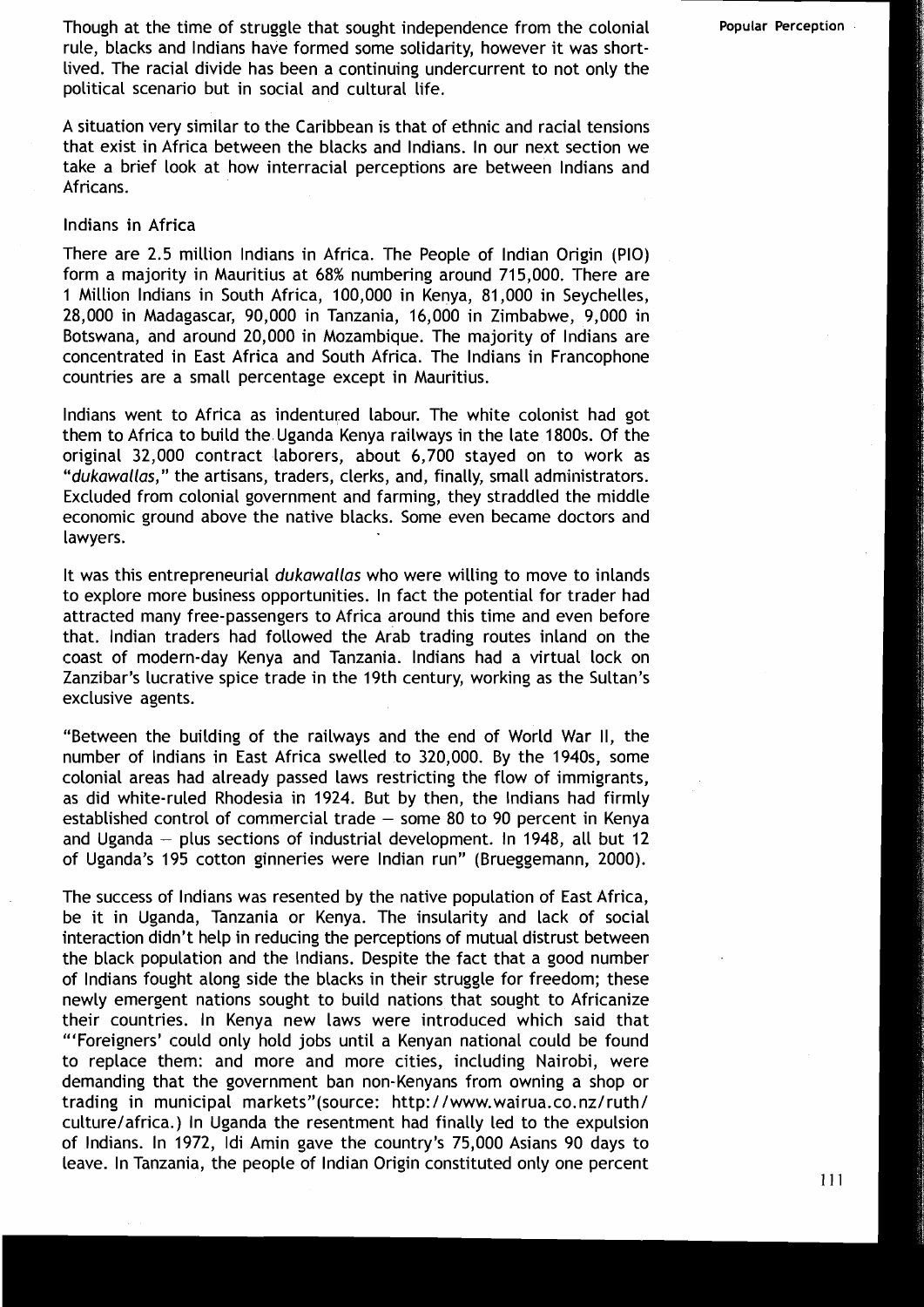Though at the time of struggle that sought independence from the colonial rule, blacks and Indians have formed some solidarity, however it was short-lived. The racial divide has been a continuing undercurrent to not only the political scenario but in social and cultural life.

A situation very similar to the Caribbean is that of ethnic and racial tensions that exist in Africa between the blacks and Indians. In our next section we take a brief look at how interracial perceptions are between Indians and Africans.

### Indians in Africa

There are 2.5 million Indians in Africa. The People of Indian Origin (PIO) form a majority in Mauritius at 68% numbering around 715,000. There are 1 Million Indians in South Africa, 100,000 in Kenya, 81,000 in Seychelles, 28,000 in Madagascar, 90,000 in Tanzania, 16,000 in Zimbabwe, 9,000 in Botswana, and around 20,000 in Mozambique. The majority of Indians are concentrated in East Africa and South Africa. The Indians in Francophone countries are a small percentage except in Mauritius.

Indians went to Africa as indentured labour. The white colonist had got them to Africa to build the Uganda Kenya railways in the late 1800s. Of the original 32,000 contract laborers, about 6,700 stayed on to work as "*dukawallas*," the artisans, traders, clerks, and, finally, small administrators. Excluded from colonial government and farming, they straddled the middle economic ground above the native blacks. Some even became doctors and lawyers.

It was this entrepreneurial *dukawallas* who were willing to move to inlands to explore more business opportunities. In fact the potential for trader had attracted many free-passengers to Africa around this time and even before that. Indian traders had followed the Arab trading routes inland on the coast of modern-day Kenya and Tanzania. Indians had a virtual lock on Zanzibar's lucrative spice trade in the 19th century, working as the Sultan's exclusive agents.

"Between the building of the railways and the end of World War II, the number of Indians in East Africa swelled to 320,000. By the 1940s, some colonial areas had already passed laws restricting the flow of immigrants, as did white-ruled Rhodesia in 1924. But by then, the Indians had firmly established control of commercial trade – some 80 to 90 percent in Kenya and Uganda – plus sections of industrial development. In 1948, all but 12 of Uganda's 195 cotton ginneries were Indian run" (Brueggemann, 2000).

The success of Indians was resented by the native population of East Africa, be it in Uganda, Tanzania or Kenya. The insularity and lack of social interaction didn't help in reducing the perceptions of mutual distrust between the black population and the Indians. Despite the fact that a good number of Indians fought along side the blacks in their struggle for freedom; these newly emergent nations sought to build nations that sought to Africanize their countries. In Kenya new laws were introduced which said that "'Foreigners' could only hold jobs until a Kenyan national could be found to replace them: and more and more cities, including Nairobi, were demanding that the government ban non-Kenyans from owning a shop or trading in municipal markets"(source: http://www.wairua.co.nz/ruth/culture/africa.) In Uganda the resentment had finally led to the expulsion of Indians. In 1972, Idi Amin gave the country's 75,000 Asians 90 days to leave. In Tanzania, the people of Indian Origin constituted only one percent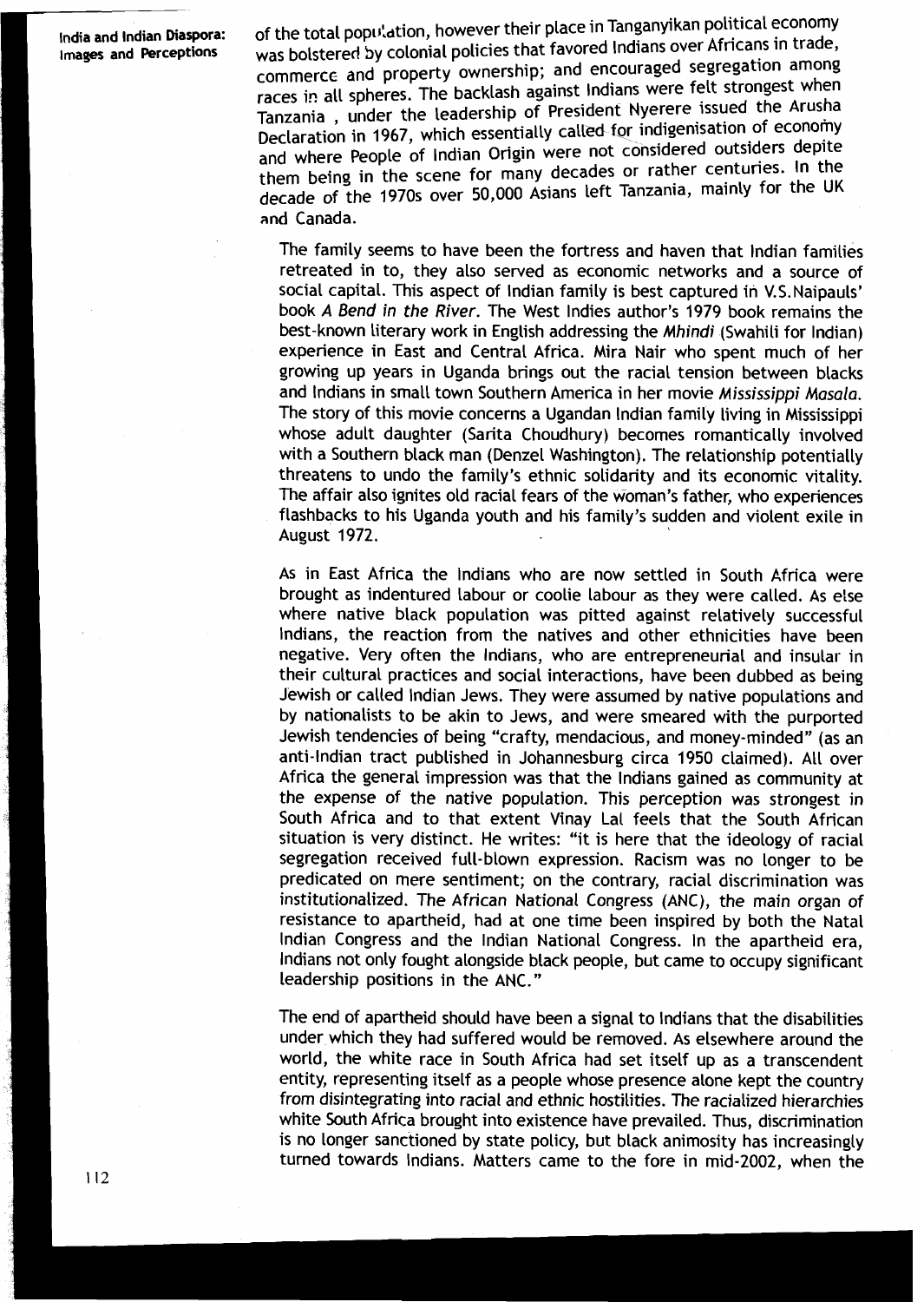of the total population, however their place in Tanganyikan political economy was bolstered by colonial policies that favored Indians over Africans in trade, commerce and property ownership; and encouraged segregation among races in all spheres. The backlash against Indians were felt strongest when Tanzania , under the leadership of President Nyerere issued the Arusha Declaration in 1967, which essentially called for indigenisation of economy and where People of Indian Origin were not considered outsiders depite them being in the scene for many decades or rather centuries. In the decade of the 1970s over 50,000 Asians left Tanzania, mainly for the UK and Canada.

The family seems to have been the fortress and haven that Indian families retreated in to, they also served as economic networks and a source of social capital. This aspect of Indian family is best captured in V.S.Naipauls' book *A Bend in the River*. The West Indies author's 1979 book remains the best-known literary work in English addressing the *Mhindi* (Swahili for Indian) experience in East and Central Africa. Mira Nair who spent much of her growing up years in Uganda brings out the racial tension between blacks and Indians in small town Southern America in her movie *Mississippi Masala*. The story of this movie concerns a Ugandan Indian family living in Mississippi whose adult daughter (Sarita Choudhury) becomes romantically involved with a Southern black man (Denzel Washington). The relationship potentially threatens to undo the family's ethnic solidarity and its economic vitality. The affair also ignites old racial fears of the woman's father, who experiences flashbacks to his Uganda youth and his family's sudden and violent exile in August 1972.

As in East Africa the Indians who are now settled in South Africa were brought as indentured labour or coolie labour as they were called. As else where native black population was pitted against relatively successful Indians, the reaction from the natives and other ethnicities have been negative. Very often the Indians, who are entrepreneurial and insular in their cultural practices and social interactions, have been dubbed as being Jewish or called Indian Jews. They were assumed by native populations and by nationalists to be akin to Jews, and were smeared with the purported Jewish tendencies of being "crafty, mendacious, and money-minded" (as an anti-Indian tract published in Johannesburg circa 1950 claimed). All over Africa the general impression was that the Indians gained as community at the expense of the native population. This perception was strongest in South Africa and to that extent Vinay Lal feels that the South African situation is very distinct. He writes: "it is here that the ideology of racial segregation received full-blown expression. Racism was no longer to be predicated on mere sentiment; on the contrary, racial discrimination was institutionalized. The African National Congress (ANC), the main organ of resistance to apartheid, had at one time been inspired by both the Natal Indian Congress and the Indian National Congress. In the apartheid era, Indians not only fought alongside black people, but came to occupy significant leadership positions in the ANC."

The end of apartheid should have been a signal to Indians that the disabilities under which they had suffered would be removed. As elsewhere around the world, the white race in South Africa had set itself up as a transcendent entity, representing itself as a people whose presence alone kept the country from disintegrating into racial and ethnic hostilities. The racialized hierarchies white South Africa brought into existence have prevailed. Thus, discrimination is no longer sanctioned by state policy, but black animosity has increasingly turned towards Indians. Matters came to the fore in mid-2002, when the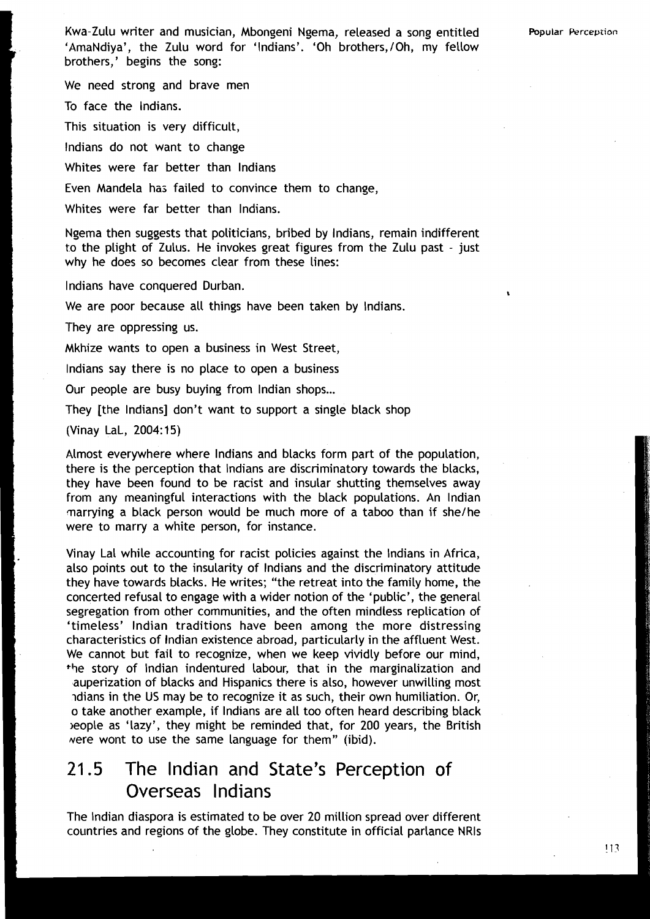Kwa-Zulu writer and musician, Mbongeni Ngema, released a song entitled 'AmaNdiya', the Zulu word for 'Indians'. 'Oh brothers,/Oh, my fellow brothers,' begins the song:

We need strong and brave men

To face the Indians.

This situation is very difficult,

Indians do not want to change

Whites were far better than Indians

Even Mandela has failed to convince them to change,

Whites were far better than Indians.

Ngema then suggests that politicians, bribed by Indians, remain indifferent to the plight of Zulus. He invokes great figures from the Zulu past - just why he does so becomes clear from these lines:

Indians have conquered Durban.

We are poor because all things have been taken by Indians.

They are oppressing us.

Mkhize wants to open a business in West Street,

Indians say there is no place to open a business

Our people are busy buying from Indian shops...

They [the Indians] don't want to support a single black shop

(Vinay LaL, 2004:15)

Almost everywhere where Indians and blacks form part of the population, there is the perception that Indians are discriminatory towards the blacks, they have been found to be racist and insular shutting themselves away from any meaningful interactions with the black populations. An Indian marrying a black person would be much more of a taboo than if she/he were to marry a white person, for instance.

Vinay Lal while accounting for racist policies against the Indians in Africa, also points out to the insularity of Indians and the discriminatory attitude they have towards blacks. He writes; "the retreat into the family home, the concerted refusal to engage with a wider notion of the 'public', the general segregation from other communities, and the often mindless replication of 'timeless' Indian traditions have been among the more distressing characteristics of Indian existence abroad, particularly in the affluent West. We cannot but fail to recognize, when we keep vividly before our mind, the story of Indian indentured labour, that in the marginalization and pauperization of blacks and Hispanics there is also, however unwilling most Indians in the US may be to recognize it as such, their own humiliation. Or, to take another example, if Indians are all too often heard describing black people as 'lazy', they might be reminded that, for 200 years, the British were wont to use the same language for them" (ibid).

## 21.5 The Indian and State's Perception of Overseas Indians

The Indian diaspora is estimated to be over 20 million spread over different countries and regions of the globe. They constitute in official parlance NRIs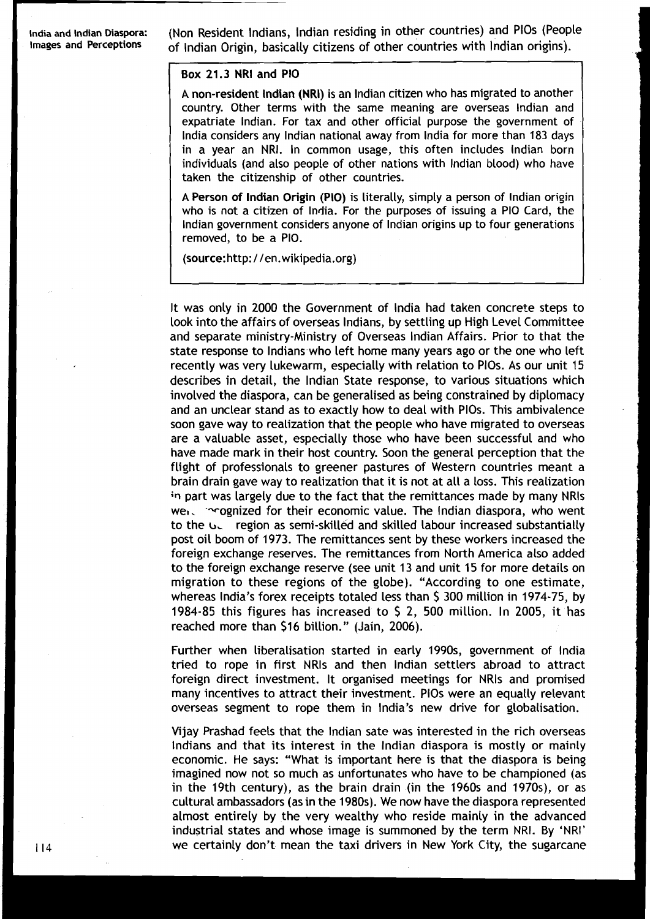(Non Resident Indians, Indian residing in other countries) and PIOs (People of Indian Origin, basically citizens of other countries with Indian origins).

> **Box 21.3 NRI and PIO**
>
> A **non-resident Indian (NRI)** is an Indian citizen who has migrated to another country. Other terms with the same meaning are overseas Indian and expatriate Indian. For tax and other official purpose the government of India considers any Indian national away from India for more than 183 days in a year an NRI. In common usage, this often includes Indian born individuals (and also people of other nations with Indian blood) who have taken the citizenship of other countries.
>
> A **Person of Indian Origin (PIO)** is literally, simply a person of Indian origin who is not a citizen of India. For the purposes of issuing a PIO Card, the Indian government considers anyone of Indian origins up to four generations removed, to be a PIO.
>
> (**source:**http://en.wikipedia.org)

It was only in 2000 the Government of India had taken concrete steps to look into the affairs of overseas Indians, by settling up High Level Committee and separate ministry-Ministry of Overseas Indian Affairs. Prior to that the state response to Indians who left home many years ago or the one who left recently was very lukewarm, especially with relation to PIOs. As our unit 15 describes in detail, the Indian State response, to various situations which involved the diaspora, can be generalised as being constrained by diplomacy and an unclear stand as to exactly how to deal with PIOs. This ambivalence soon gave way to realization that the people who have migrated to overseas are a valuable asset, especially those who have been successful and who have made mark in their host country. Soon the general perception that the flight of professionals to greener pastures of Western countries meant a brain drain gave way to realization that it is not at all a loss. This realization in part was largely due to the fact that the remittances made by many NRIs were recognized for their economic value. The Indian diaspora, who went to the Gulf region as semi-skilled and skilled labour increased substantially post oil boom of 1973. The remittances sent by these workers increased the foreign exchange reserves. The remittances from North America also added to the foreign exchange reserve (see unit 13 and unit 15 for more details on migration to these regions of the globe). "According to one estimate, whereas India's forex receipts totaled less than \$ 300 million in 1974-75, by 1984-85 this figures has increased to \$ 2, 500 million. In 2005, it has reached more than \$16 billion." (Jain, 2006).

Further when liberalisation started in early 1990s, government of India tried to rope in first NRIs and then Indian settlers abroad to attract foreign direct investment. It organised meetings for NRIs and promised many incentives to attract their investment. PIOs were an equally relevant overseas segment to rope them in India's new drive for globalisation.

Vijay Prashad feels that the Indian sate was interested in the rich overseas Indians and that its interest in the Indian diaspora is mostly or mainly economic. He says: "What is important here is that the diaspora is being imagined now not so much as unfortunates who have to be championed (as in the 19th century), as the brain drain (in the 1960s and 1970s), or as cultural ambassadors (as in the 1980s). We now have the diaspora represented almost entirely by the very wealthy who reside mainly in the advanced industrial states and whose image is summoned by the term NRI. By 'NRI' we certainly don't mean the taxi drivers in New York City, the sugarcane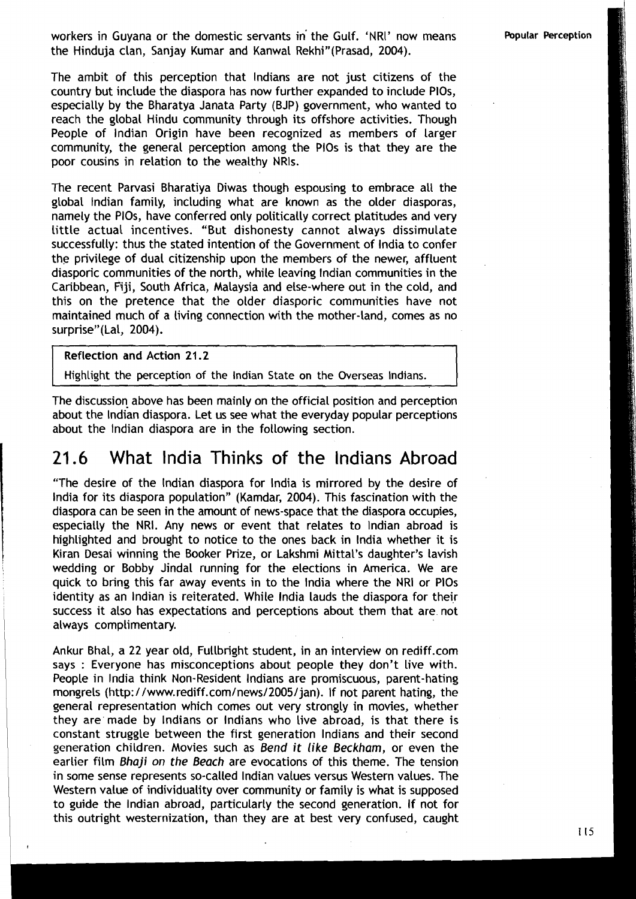workers in Guyana or the domestic servants in the Gulf. 'NRI' now means the Hinduja clan, Sanjay Kumar and Kanwal Rekhi"(Prasad, 2004).

The ambit of this perception that Indians are not just citizens of the country but include the diaspora has now further expanded to include PIOs, especially by the Bharatya Janata Party (BJP) government, who wanted to reach the global Hindu community through its offshore activities. Though People of Indian Origin have been recognized as members of larger community, the general perception among the PIOs is that they are the poor cousins in relation to the wealthy NRIs.

The recent Parvasi Bharatiya Diwas though espousing to embrace all the global Indian family, including what are known as the older diasporas, namely the PIOs, have conferred only politically correct platitudes and very little actual incentives. "But dishonesty cannot always dissimulate successfully: thus the stated intention of the Government of India to confer the privilege of dual citizenship upon the members of the newer, affluent diasporic communities of the north, while leaving Indian communities in the Caribbean, Fiji, South Africa, Malaysia and else-where out in the cold, and this on the pretence that the older diasporic communities have not maintained much of a living connection with the mother-land, comes as no surprise"(Lal, 2004).

**Reflection and Action 21.2**

Highlight the perception of the Indian State on the Overseas Indians.

The discussion above has been mainly on the official position and perception about the Indian diaspora. Let us see what the everyday popular perceptions about the Indian diaspora are in the following section.

## 21.6 What India Thinks of the Indians Abroad

"The desire of the Indian diaspora for India is mirrored by the desire of India for its diaspora population" (Kamdar, 2004). This fascination with the diaspora can be seen in the amount of news-space that the diaspora occupies, especially the NRI. Any news or event that relates to Indian abroad is highlighted and brought to notice to the ones back in India whether it is Kiran Desai winning the Booker Prize, or Lakshmi Mittal's daughter's lavish wedding or Bobby Jindal running for the elections in America. We are quick to bring this far away events in to the India where the NRI or PIOs identity as an Indian is reiterated. While India lauds the diaspora for their success it also has expectations and perceptions about them that are not always complimentary.

Ankur Bhal, a 22 year old, Fullbright student, in an interview on rediff.com says : Everyone has misconceptions about people they don't live with. People in India think Non-Resident Indians are promiscuous, parent-hating mongrels (http://www.rediff.com/news/2005/jan). If not parent hating, the general representation which comes out very strongly in movies, whether they are made by Indians or Indians who live abroad, is that there is constant struggle between the first generation Indians and their second generation children. Movies such as *Bend it like Beckham*, or even the earlier film *Bhaji on the Beach* are evocations of this theme. The tension in some sense represents so-called Indian values versus Western values. The Western value of individuality over community or family is what is supposed to guide the Indian abroad, particularly the second generation. If not for this outright westernization, than they are at best very confused, caught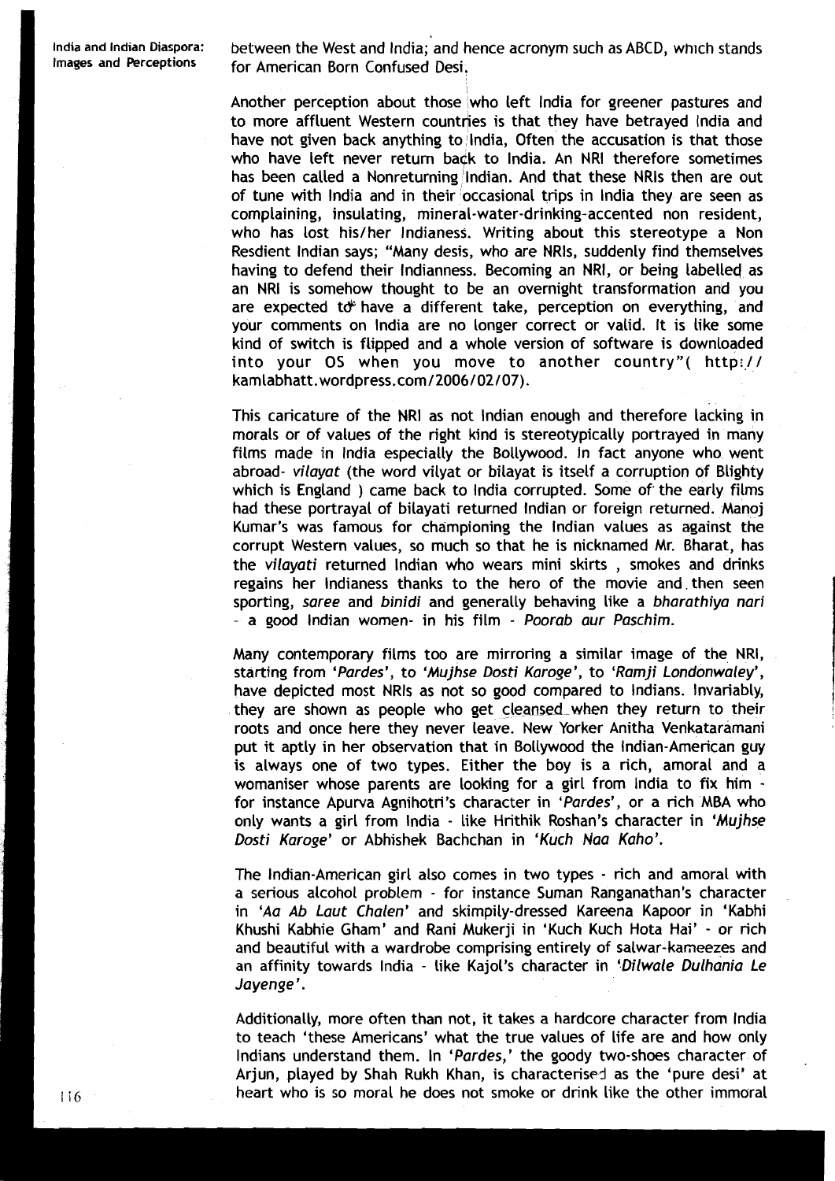between the West and India; and hence acronym such as ABCD, which stands for American Born Confused Desi.

Another perception about those who left India for greener pastures and to more affluent Western countries is that they have betrayed India and have not given back anything to India, Often the accusation is that those who have left never return back to India. An NRI therefore sometimes has been called a Nonreturning Indian. And that these NRIs then are out of tune with India and in their occasional trips in India they are seen as complaining, insulating, mineral-water-drinking-accented non resident, who has lost his/her Indianess. Writing about this stereotype a Non Resdient Indian says; "Many desis, who are NRIs, suddenly find themselves having to defend their Indianness. Becoming an NRI, or being labelled as an NRI is somehow thought to be an overnight transformation and you are expected to have a different take, perception on everything, and your comments on India are no longer correct or valid. It is like some kind of switch is flipped and a whole version of software is downloaded into your OS when you move to another country"( http:// kamlabhatt.wordpress.com/2006/02/07).

This caricature of the NRI as not Indian enough and therefore lacking in morals or of values of the right kind is stereotypically portrayed in many films made in India especially the Bollywood. In fact anyone who went abroad- *vilayat* (the word vilyat or bilayat is itself a corruption of Blighty which is England ) came back to India corrupted. Some of the early films had these portrayal of bilayati returned Indian or foreign returned. Manoj Kumar's was famous for championing the Indian values as against the corrupt Western values, so much so that he is nicknamed Mr. Bharat, has the *vilayati* returned Indian who wears mini skirts , smokes and drinks regains her Indianess thanks to the hero of the movie and then seen sporting, *saree* and *binidi* and generally behaving like a *bharathiya nari* - a good Indian women- in his film - *Poorab aur Paschim*.

Many contemporary films too are mirroring a similar image of the NRI, starting from '*Pardes*', to '*Mujhse Dosti Karoge*', to '*Ramji Londonwaley*', have depicted most NRIs as not so good compared to Indians. Invariably, they are shown as people who get cleansed when they return to their roots and once here they never leave. New Yorker Anitha Venkataramani put it aptly in her observation that in Bollywood the Indian-American guy is always one of two types. Either the boy is a rich, amoral and a womaniser whose parents are looking for a girl from India to fix him - for instance Apurva Agnihotri's character in '*Pardes*', or a rich MBA who only wants a girl from India - like Hrithik Roshan's character in '*Mujhse Dosti Karoge*' or Abhishek Bachchan in '*Kuch Naa Kaho*'.

The Indian-American girl also comes in two types - rich and amoral with a serious alcohol problem - for instance Suman Ranganathan's character in '*Aa Ab Laut Chalen*' and skimpily-dressed Kareena Kapoor in 'Kabhi Khushi Kabhie Gham' and Rani Mukerji in 'Kuch Kuch Hota Hai' - or rich and beautiful with a wardrobe comprising entirely of salwar-kameezes and an affinity towards India - like Kajol's character in '*Dilwale Dulhania Le Jayenge*'.

Additionally, more often than not, it takes a hardcore character from India to teach 'these Americans' what the true values of life are and how only Indians understand them. In '*Pardes*,' the goody two-shoes character of Arjun, played by Shah Rukh Khan, is characterised as the 'pure desi' at heart who is so moral he does not smoke or drink like the other immoral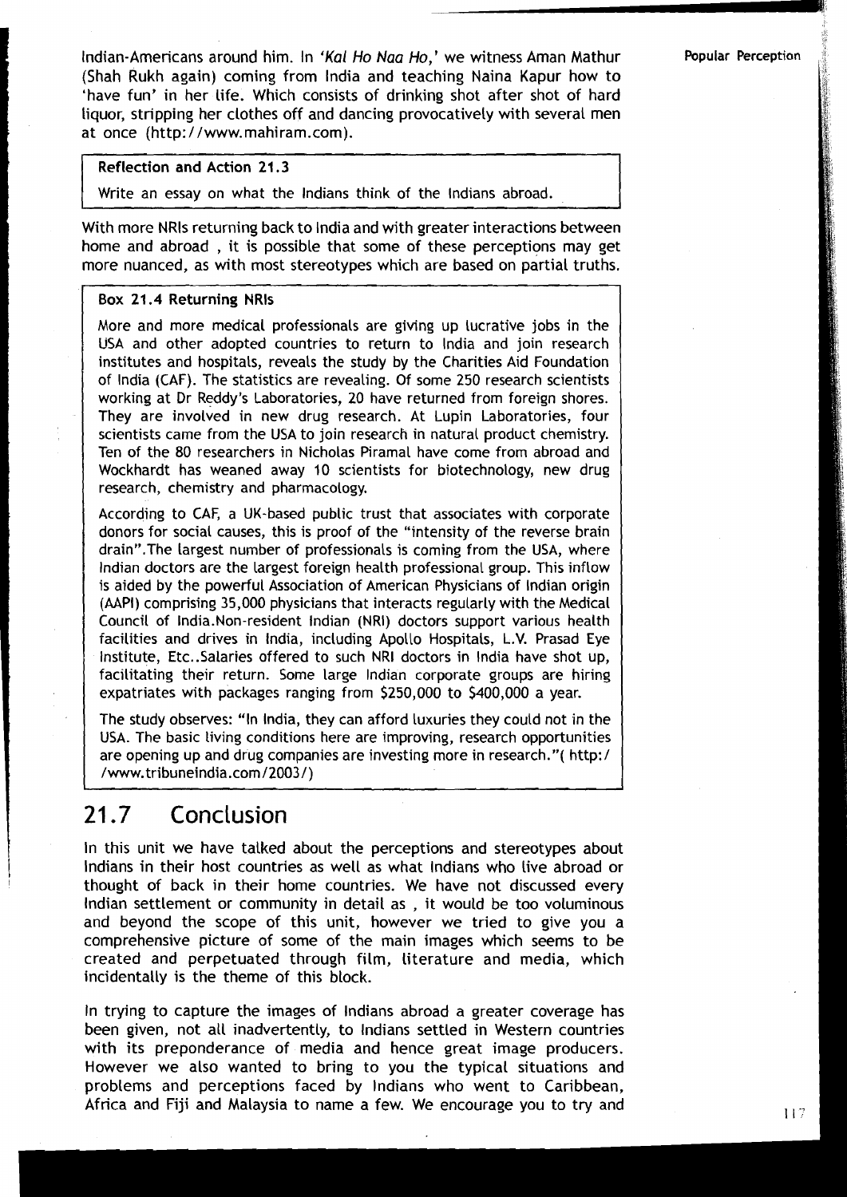Indian-Americans around him. In *'Kal Ho Naa Ho,'* we witness Aman Mathur (Shah Rukh again) coming from India and teaching Naina Kapur how to 'have fun' in her life. Which consists of drinking shot after shot of hard liquor, stripping her clothes off and dancing provocatively with several men at once (http://www.mahiram.com).

**Reflection and Action 21.3**

Write an essay on what the Indians think of the Indians abroad.

With more NRIs returning back to India and with greater interactions between home and abroad , it is possible that some of these perceptions may get more nuanced, as with most stereotypes which are based on partial truths.

**Box 21.4 Returning NRIs**

More and more medical professionals are giving up lucrative jobs in the USA and other adopted countries to return to India and join research institutes and hospitals, reveals the study by the Charities Aid Foundation of India (CAF). The statistics are revealing. Of some 250 research scientists working at Dr Reddy's Laboratories, 20 have returned from foreign shores. They are involved in new drug research. At Lupin Laboratories, four scientists came from the USA to join research in natural product chemistry. Ten of the 80 researchers in Nicholas Piramal have come from abroad and Wockhardt has weaned away 10 scientists for biotechnology, new drug research, chemistry and pharmacology.

According to CAF, a UK-based public trust that associates with corporate donors for social causes, this is proof of the "intensity of the reverse brain drain".The largest number of professionals is coming from the USA, where Indian doctors are the largest foreign health professional group. This inflow is aided by the powerful Association of American Physicians of Indian origin (AAPI) comprising 35,000 physicians that interacts regularly with the Medical Council of India.Non-resident Indian (NRI) doctors support various health facilities and drives in India, including Apollo Hospitals, L.V. Prasad Eye Institute, Etc..Salaries offered to such NRI doctors in India have shot up, facilitating their return. Some large Indian corporate groups are hiring expatriates with packages ranging from $250,000 to $400,000 a year.

The study observes: "In India, they can afford luxuries they could not in the USA. The basic living conditions here are improving, research opportunities are opening up and drug companies are investing more in research."( http://www.tribuneindia.com/2003/)

## 21.7 Conclusion

In this unit we have talked about the perceptions and stereotypes about Indians in their host countries as well as what Indians who live abroad or thought of back in their home countries. We have not discussed every Indian settlement or community in detail as , it would be too voluminous and beyond the scope of this unit, however we tried to give you a comprehensive picture of some of the main images which seems to be created and perpetuated through film, literature and media, which incidentally is the theme of this block.

In trying to capture the images of Indians abroad a greater coverage has been given, not all inadvertently, to Indians settled in Western countries with its preponderance of media and hence great image producers. However we also wanted to bring to you the typical situations and problems and perceptions faced by Indians who went to Caribbean, Africa and Fiji and Malaysia to name a few. We encourage you to try and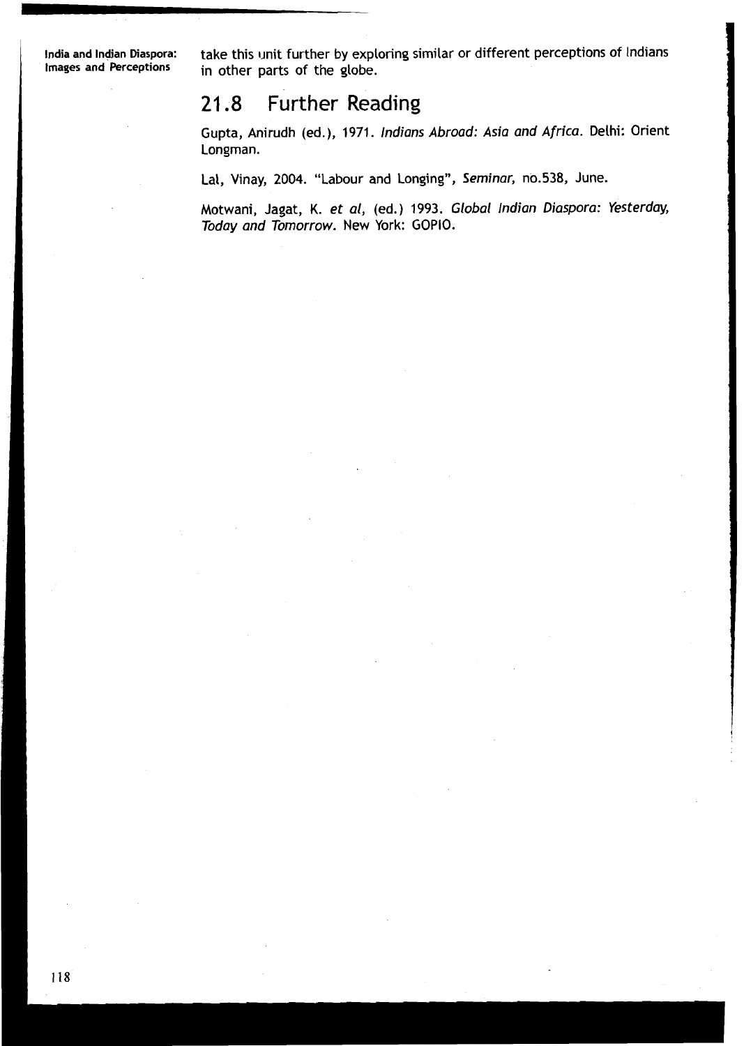take this unit further by exploring similar or different perceptions of Indians in other parts of the globe.

## 21.8 Further Reading

Gupta, Anirudh (ed.), 1971. *Indians Abroad: Asia and Africa*. Delhi: Orient Longman.

Lal, Vinay, 2004. "Labour and Longing", *Seminar*, no.538, June.

Motwani, Jagat, K. *et al*, (ed.) 1993. *Global Indian Diaspora: Yesterday, Today and Tomorrow*. New York: GOPIO.